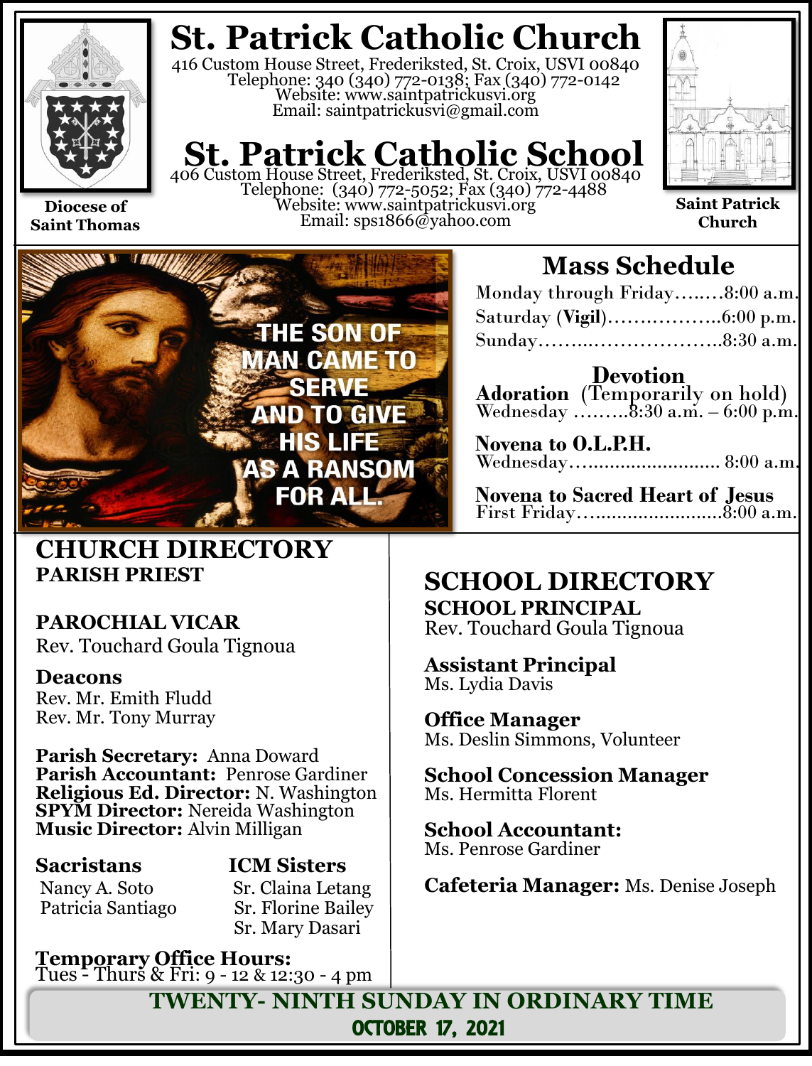Diocese of Saint Thomas

# St. Patrick Catholic Church

416 Custom House Street, Frederiksted, St. Croix, USVI 00840
Telephone: 340 (340) 772-0138; Fax (340) 772-0142
Website: www.saintpatrickusvi.org
Email: saintpatrickusvi@gmail.com

# St. Patrick Catholic School

406 Custom House Street, Frederiksted, St. Croix, USVI 00840
Telephone: (340) 772-5052; Fax (340) 772-4488
Website: www.saintpatrickusvi.org
Email: sps1866@yahoo.com

Saint Patrick Church

THE SON OF MAN CAME TO SERVE AND TO GIVE HIS LIFE AS A RANSOM FOR ALL.

## Mass Schedule

Monday through Friday……..8:00 a.m.
Saturday (**Vigil**)………………6:00 p.m.
Sunday…………………………8:30 a.m.

### Devotion

**Adoration** (Temporarily on hold)
Wednesday ………8:30 a.m. – 6:00 p.m.

**Novena to O.L.P.H.**
Wednesday…………………………. 8:00 a.m.

**Novena to Sacred Heart of Jesus**
First Friday…………………………8:00 a.m.

## CHURCH DIRECTORY

**PARISH PRIEST**

**PAROCHIAL VICAR**
Rev. Touchard Goula Tignoua

**Deacons**
Rev. Mr. Emith Fludd
Rev. Mr. Tony Murray

**Parish Secretary:** Anna Doward
**Parish Accountant:** Penrose Gardiner
**Religious Ed. Director:** N. Washington
**SPYM Director:** Nereida Washington
**Music Director:** Alvin Milligan

**Sacristans**
Nancy A. Soto
Patricia Santiago

**ICM Sisters**
Sr. Claina Letang
Sr. Florine Bailey
Sr. Mary Dasari

**Temporary Office Hours:**
Tues - Thurs & Fri: 9 - 12 & 12:30 - 4 pm

## SCHOOL DIRECTORY

**SCHOOL PRINCIPAL**
Rev. Touchard Goula Tignoua

**Assistant Principal**
Ms. Lydia Davis

**Office Manager**
Ms. Deslin Simmons, Volunteer

**School Concession Manager**
Ms. Hermitta Florent

**School Accountant:**
Ms. Penrose Gardiner

**Cafeteria Manager:** Ms. Denise Joseph

**TWENTY- NINTH SUNDAY IN ORDINARY TIME**
**OCTOBER 17, 2021**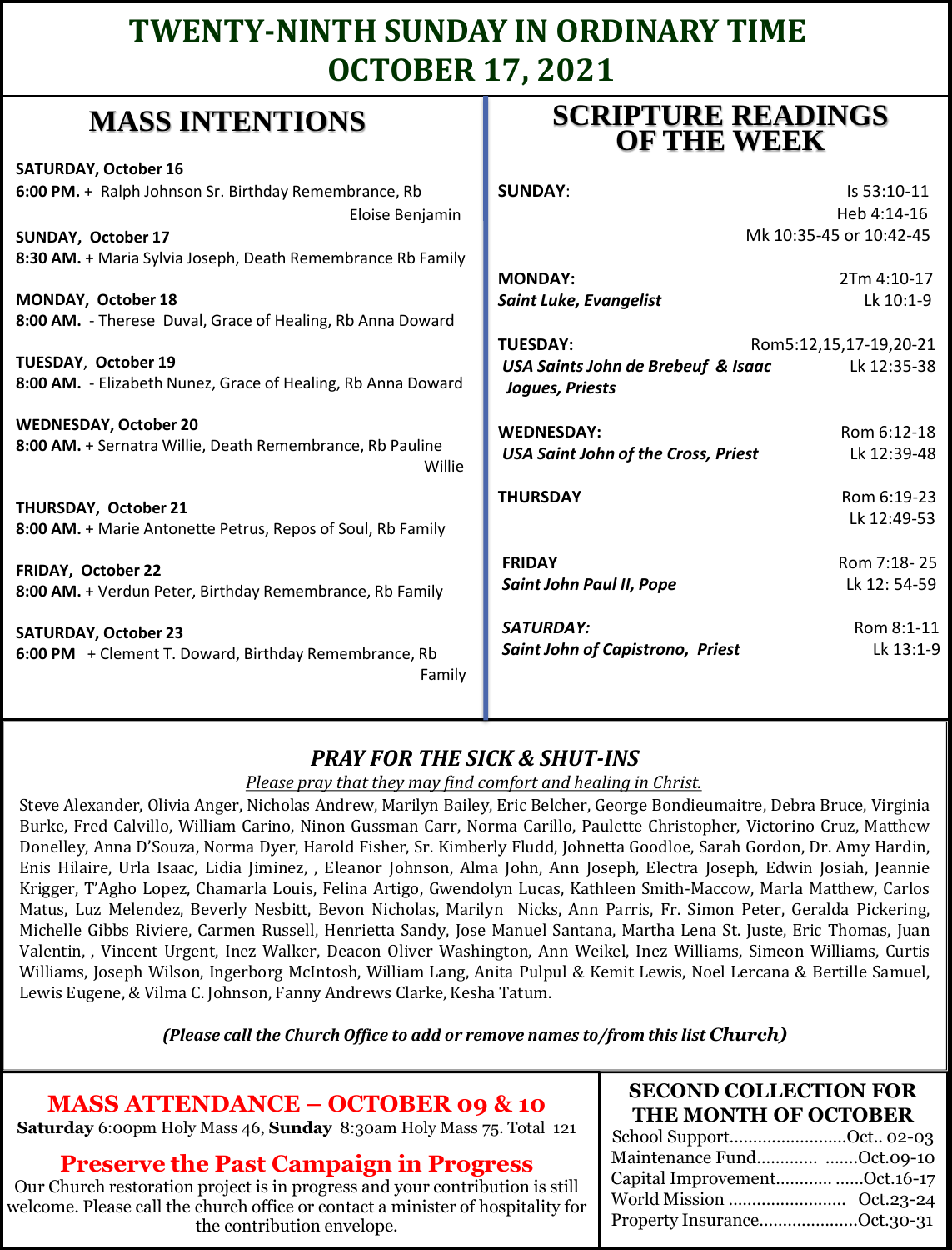# TWENTY-NINTH SUNDAY IN ORDINARY TIME
# OCTOBER 17, 2021

## MASS INTENTIONS

**SATURDAY, October 16**
**6:00 PM.** + Ralph Johnson Sr. Birthday Remembrance, Rb Eloise Benjamin

**SUNDAY, October 17**
**8:30 AM.** + Maria Sylvia Joseph, Death Remembrance Rb Family

**MONDAY, October 18**
**8:00 AM.** - Therese Duval, Grace of Healing, Rb Anna Doward

**TUESDAY, October 19**
**8:00 AM.** - Elizabeth Nunez, Grace of Healing, Rb Anna Doward

**WEDNESDAY, October 20**
**8:00 AM.** + Sernatra Willie, Death Remembrance, Rb Pauline Willie

**THURSDAY, October 21**
**8:00 AM.** + Marie Antonette Petrus, Repos of Soul, Rb Family

**FRIDAY, October 22**
**8:00 AM.** + Verdun Peter, Birthday Remembrance, Rb Family

**SATURDAY, October 23**
**6:00 PM** + Clement T. Doward, Birthday Remembrance, Rb Family

## SCRIPTURE READINGS OF THE WEEK

**SUNDAY**: Is 53:10-11, Heb 4:14-16, Mk 10:35-45 or 10:42-45

**MONDAY:** 2Tm 4:10-17, Lk 10:1-9
***Saint Luke, Evangelist***

**TUESDAY:** Rom5:12,15,17-19,20-21, Lk 12:35-38
***USA Saints John de Brebeuf & Isaac Jogues, Priests***

**WEDNESDAY:** Rom 6:12-18, Lk 12:39-48
***USA Saint John of the Cross, Priest***

**THURSDAY** Rom 6:19-23, Lk 12:49-53

**FRIDAY** Rom 7:18- 25, Lk 12: 54-59
***Saint John Paul II, Pope***

***SATURDAY:*** Rom 8:1-11, Lk 13:1-9
***Saint John of Capistrono, Priest***

## *PRAY FOR THE SICK & SHUT-INS*

*Please pray that they may find comfort and healing in Christ.*

Steve Alexander, Olivia Anger, Nicholas Andrew, Marilyn Bailey, Eric Belcher, George Bondieumaitre, Debra Bruce, Virginia Burke, Fred Calvillo, William Carino, Ninon Gussman Carr, Norma Carillo, Paulette Christopher, Victorino Cruz, Matthew Donelley, Anna D'Souza, Norma Dyer, Harold Fisher, Sr. Kimberly Fludd, Johnetta Goodloe, Sarah Gordon, Dr. Amy Hardin, Enis Hilaire, Urla Isaac, Lidia Jiminez, , Eleanor Johnson, Alma John, Ann Joseph, Electra Joseph, Edwin Josiah, Jeannie Krigger, T'Agho Lopez, Chamarla Louis, Felina Artigo, Gwendolyn Lucas, Kathleen Smith-Maccow, Marla Matthew, Carlos Matus, Luz Melendez, Beverly Nesbitt, Bevon Nicholas, Marilyn Nicks, Ann Parris, Fr. Simon Peter, Geralda Pickering, Michelle Gibbs Riviere, Carmen Russell, Henrietta Sandy, Jose Manuel Santana, Martha Lena St. Juste, Eric Thomas, Juan Valentin, , Vincent Urgent, Inez Walker, Deacon Oliver Washington, Ann Weikel, Inez Williams, Simeon Williams, Curtis Williams, Joseph Wilson, Ingerborg McIntosh, William Lang, Anita Pulpul & Kemit Lewis, Noel Lercana & Bertille Samuel, Lewis Eugene, & Vilma C. Johnson, Fanny Andrews Clarke, Kesha Tatum.

***(Please call the Church Office to add or remove names to/from this list Church)***

## MASS ATTENDANCE – OCTOBER 09 & 10

**Saturday** 6:00pm Holy Mass 46, **Sunday** 8:30am Holy Mass 75. Total 121

## Preserve the Past Campaign in Progress

Our Church restoration project is in progress and your contribution is still welcome. Please call the church office or contact a minister of hospitality for the contribution envelope.

## SECOND COLLECTION FOR THE MONTH OF OCTOBER

School Support.........................Oct.. 02-03
Maintenance Fund............. .......Oct.09-10
Capital Improvement............ ......Oct.16-17
World Mission ......................... Oct.23-24
Property Insurance.....................Oct.30-31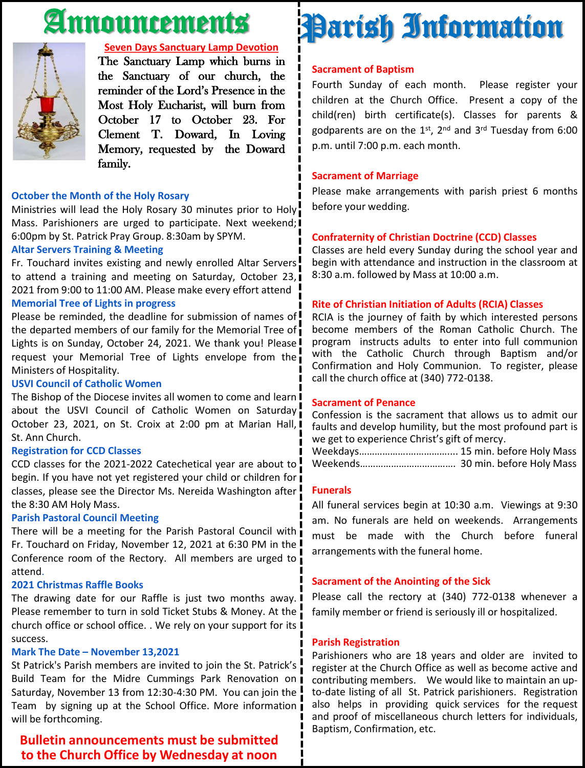# Announcements

## Seven Days Sanctuary Lamp Devotion

The Sanctuary Lamp which burns in the Sanctuary of our church, the reminder of the Lord's Presence in the Most Holy Eucharist, will burn from October 17 to October 23. For Clement T. Doward, In Loving Memory, requested by the Doward family.

### October the Month of the Holy Rosary

Ministries will lead the Holy Rosary 30 minutes prior to Holy Mass. Parishioners are urged to participate. Next weekend; 6:00pm by St. Patrick Pray Group. 8:30am by SPYM.

### Altar Servers Training & Meeting

Fr. Touchard invites existing and newly enrolled Altar Servers to attend a training and meeting on Saturday, October 23, 2021 from 9:00 to 11:00 AM. Please make every effort attend

### Memorial Tree of Lights in progress

Please be reminded, the deadline for submission of names of the departed members of our family for the Memorial Tree of Lights is on Sunday, October 24, 2021. We thank you! Please request your Memorial Tree of Lights envelope from the Ministers of Hospitality.

### USVI Council of Catholic Women

The Bishop of the Diocese invites all women to come and learn about the USVI Council of Catholic Women on Saturday October 23, 2021, on St. Croix at 2:00 pm at Marian Hall, St. Ann Church.

### Registration for CCD Classes

CCD classes for the 2021-2022 Catechetical year are about to begin. If you have not yet registered your child or children for classes, please see the Director Ms. Nereida Washington after the 8:30 AM Holy Mass.

### Parish Pastoral Council Meeting

There will be a meeting for the Parish Pastoral Council with Fr. Touchard on Friday, November 12, 2021 at 6:30 PM in the Conference room of the Rectory. All members are urged to attend.

### 2021 Christmas Raffle Books

The drawing date for our Raffle is just two months away. Please remember to turn in sold Ticket Stubs & Money. At the church office or school office. . We rely on your support for its success.

### Mark The Date – November 13,2021

St Patrick's Parish members are invited to join the St. Patrick's Build Team for the Midre Cummings Park Renovation on Saturday, November 13 from 12:30-4:30 PM. You can join the Team by signing up at the School Office. More information will be forthcoming.

**Bulletin announcements must be submitted to the Church Office by Wednesday at noon**

# Parish Information

### Sacrament of Baptism

Fourth Sunday of each month. Please register your children at the Church Office. Present a copy of the child(ren) birth certificate(s). Classes for parents & godparents are on the 1st, 2nd and 3rd Tuesday from 6:00 p.m. until 7:00 p.m. each month.

### Sacrament of Marriage

Please make arrangements with parish priest 6 months before your wedding.

### Confraternity of Christian Doctrine (CCD) Classes

Classes are held every Sunday during the school year and begin with attendance and instruction in the classroom at 8:30 a.m. followed by Mass at 10:00 a.m.

### Rite of Christian Initiation of Adults (RCIA) Classes

RCIA is the journey of faith by which interested persons become members of the Roman Catholic Church. The program instructs adults to enter into full communion with the Catholic Church through Baptism and/or Confirmation and Holy Communion. To register, please call the church office at (340) 772-0138.

### Sacrament of Penance

Confession is the sacrament that allows us to admit our faults and develop humility, but the most profound part is we get to experience Christ's gift of mercy.

Weekdays……………………………... 15 min. before Holy Mass
Weekends………………………………. 30 min. before Holy Mass

### Funerals

All funeral services begin at 10:30 a.m. Viewings at 9:30 am. No funerals are held on weekends. Arrangements must be made with the Church before funeral arrangements with the funeral home.

### Sacrament of the Anointing of the Sick

Please call the rectory at (340) 772-0138 whenever a family member or friend is seriously ill or hospitalized.

### Parish Registration

Parishioners who are 18 years and older are invited to register at the Church Office as well as become active and contributing members. We would like to maintain an up-to-date listing of all St. Patrick parishioners. Registration also helps in providing quick services for the request and proof of miscellaneous church letters for individuals, Baptism, Confirmation, etc.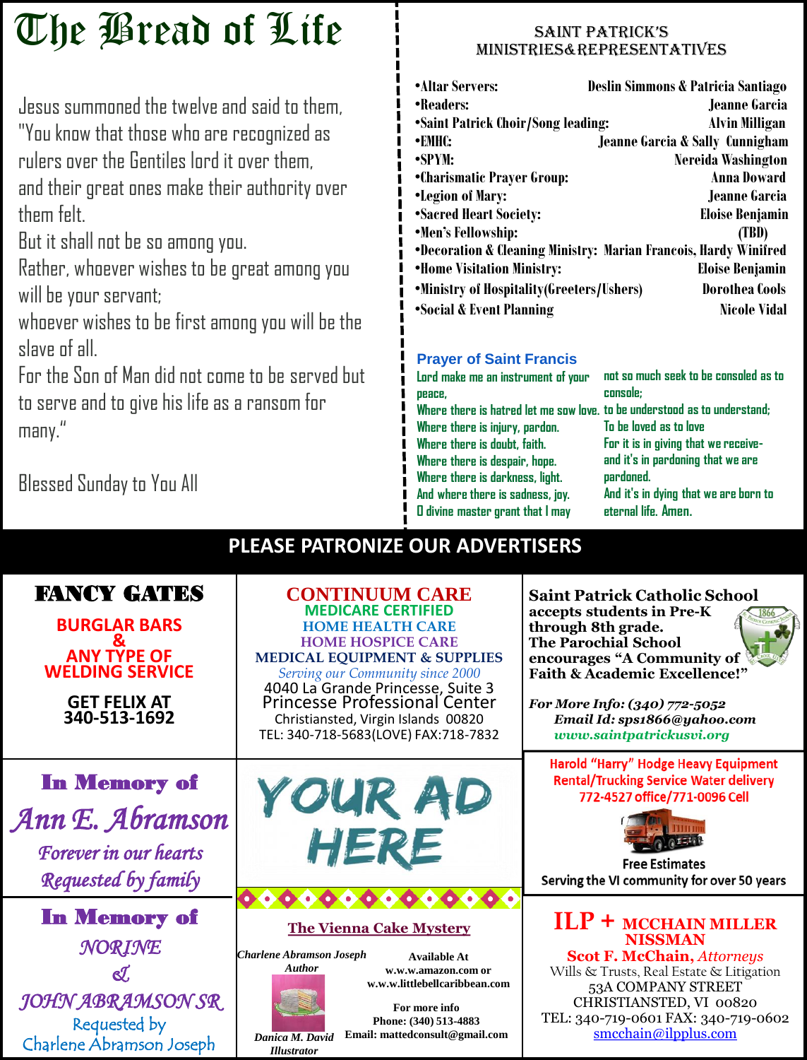# The Bread of Life

Jesus summoned the twelve and said to them, "You know that those who are recognized as rulers over the Gentiles lord it over them, and their great ones make their authority over them felt.
But it shall not be so among you.
Rather, whoever wishes to be great among you will be your servant;
whoever wishes to be first among you will be the slave of all.
For the Son of Man did not come to be served but to serve and to give his life as a ransom for many."

Blessed Sunday to You All

## SAINT PATRICK'S MINISTRIES & REPRESENTATIVES

- **Altar Servers:** Deslin Simmons & Patricia Santiago
- **Readers:** Jeanne Garcia
- **Saint Patrick Choir/Song leading:** Alvin Milligan
- **EMHC:** Jeanne Garcia & Sally Cunnigham
- **SPYM:** Nereida Washington
- **Charismatic Prayer Group:** Anna Doward
- **Legion of Mary:** Jeanne Garcia
- **Sacred Heart Society:** Eloise Benjamin
- **Men's Fellowship:** (TBD)
- **Decoration & Cleaning Ministry:** Marian Francois, Hardy Winifred
- **Home Visitation Ministry:** Eloise Benjamin
- **Ministry of Hospitality(Greeters/Ushers)** Dorothea Cools
- **Social & Event Planning** Nicole Vidal

### Prayer of Saint Francis

Lord make me an instrument of your peace,
Where there is hatred let me sow love.
Where there is injury, pardon.
Where there is doubt, faith.
Where there is despair, hope.
Where there is darkness, light.
And where there is sadness, joy.
O divine master grant that I may not so much seek to be consoled as to console;
to be understood as to understand;
To be loved as to love
For it is in giving that we receive-
and it's in pardoning that we are pardoned.
And it's in dying that we are born to eternal life. Amen.

## PLEASE PATRONIZE OUR ADVERTISERS

**FANCY GATES**
BURGLAR BARS & ANY TYPE OF WELDING SERVICE
GET FELIX AT 340-513-1692

**CONTINUUM CARE**
MEDICARE CERTIFIED
HOME HEALTH CARE
HOME HOSPICE CARE
MEDICAL EQUIPMENT & SUPPLIES
*Serving our Community since 2000*
4040 La Grande Princesse, Suite 3
Princesse Professional Center
Christiansted, Virgin Islands 00820
TEL: 340-718-5683(LOVE) FAX:718-7832

**Saint Patrick Catholic School accepts students in Pre-K through 8th grade. The Parochial School encourages "A Community of Faith & Academic Excellence!"**
*For More Info: (340) 772-5052*
*Email Id: sps1866@yahoo.com*
*www.saintpatrickusvi.org*

**In Memory of**
*Ann E. Abramson*
*Forever in our hearts*
*Requested by family*

YOUR AD HERE

**Harold "Harry" Hodge Heavy Equipment Rental/Trucking Service Water delivery**
772-4527 office/771-0096 Cell
Free Estimates
Serving the VI community for over 50 years

**In Memory of**
*NORINE & JOHN ABRAMSON SR*
Requested by Charlene Abramson Joseph

**The Vienna Cake Mystery**
*Charlene Abramson Joseph* Author
*Danica M. David* Illustrator
Available At w.w.w.amazon.com or w.w.w.littlebellcaribbean.com
For more info
Phone: (340) 513-4883
Email: mattedconsult@gmail.com

**ILP + MCCHAIN MILLER NISSMAN**
**Scot F. McChain,** *Attorneys*
Wills & Trusts, Real Estate & Litigation
53A COMPANY STREET
CHRISTIANSTED, VI 00820
TEL: 340-719-0601 FAX: 340-719-0602
smcchain@ilpplus.com